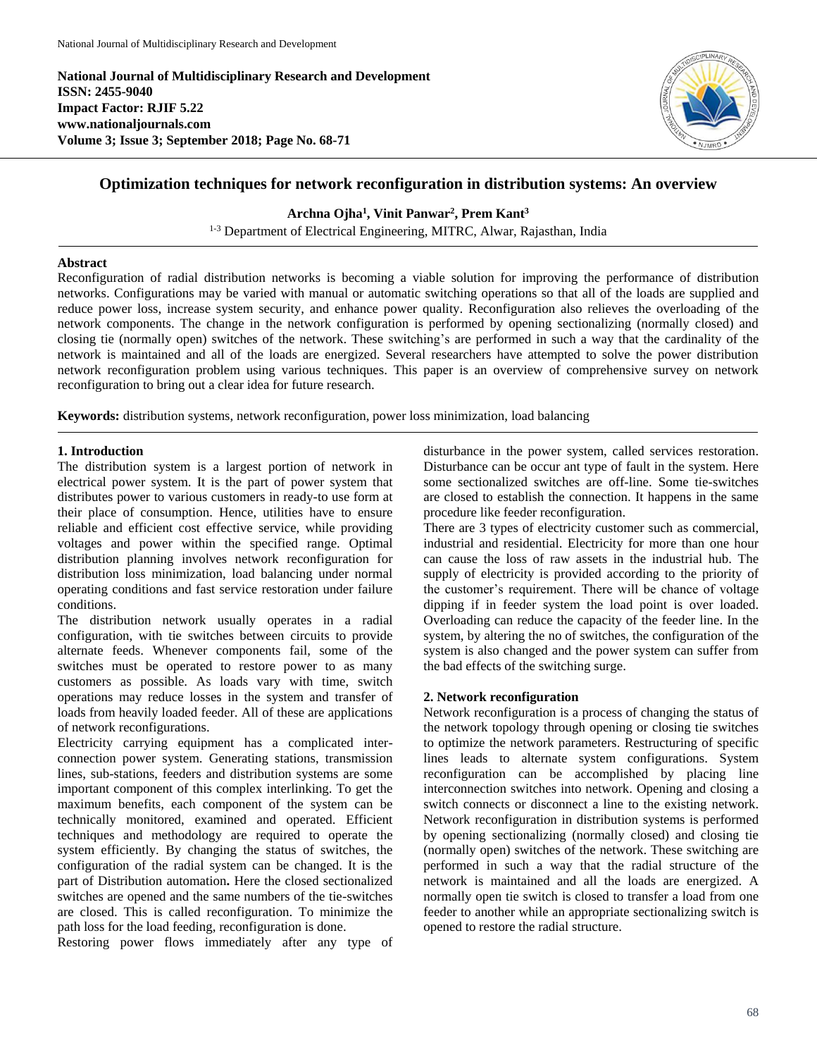# Optimization techniques for network reconfiguration in distribution systems: An overview

**Archna Ojha[1], Vinit Panwar[2], Prem Kant[3]**

[1-3] Department of Electrical Engineering, MITRC, Alwar, Rajasthan, India

## Abstract

Reconfiguration of radial distribution networks is becoming a viable solution for improving the performance of distribution networks. Configurations may be varied with manual or automatic switching operations so that all of the loads are supplied and reduce power loss, increase system security, and enhance power quality. Reconfiguration also relieves the overloading of the network components. The change in the network configuration is performed by opening sectionalizing (normally closed) and closing tie (normally open) switches of the network. These switching's are performed in such a way that the cardinality of the network is maintained and all of the loads are energized. Several researchers have attempted to solve the power distribution network reconfiguration problem using various techniques. This paper is an overview of comprehensive survey on network reconfiguration to bring out a clear idea for future research.

**Keywords:** distribution systems, network reconfiguration, power loss minimization, load balancing

## 1. Introduction

The distribution system is a largest portion of network in electrical power system. It is the part of power system that distributes power to various customers in ready-to use form at their place of consumption. Hence, utilities have to ensure reliable and efficient cost effective service, while providing voltages and power within the specified range. Optimal distribution planning involves network reconfiguration for distribution loss minimization, load balancing under normal operating conditions and fast service restoration under failure conditions.

The distribution network usually operates in a radial configuration, with tie switches between circuits to provide alternate feeds. Whenever components fail, some of the switches must be operated to restore power to as many customers as possible. As loads vary with time, switch operations may reduce losses in the system and transfer of loads from heavily loaded feeder. All of these are applications of network reconfigurations.

Electricity carrying equipment has a complicated inter-connection power system. Generating stations, transmission lines, sub-stations, feeders and distribution systems are some important component of this complex interlinking. To get the maximum benefits, each component of the system can be technically monitored, examined and operated. Efficient techniques and methodology are required to operate the system efficiently. By changing the status of switches, the configuration of the radial system can be changed. It is the part of Distribution automation**.** Here the closed sectionalized switches are opened and the same numbers of the tie-switches are closed. This is called reconfiguration. To minimize the path loss for the load feeding, reconfiguration is done.

Restoring power flows immediately after any type of disturbance in the power system, called services restoration. Disturbance can be occur ant type of fault in the system. Here some sectionalized switches are off-line. Some tie-switches are closed to establish the connection. It happens in the same procedure like feeder reconfiguration.

There are 3 types of electricity customer such as commercial, industrial and residential. Electricity for more than one hour can cause the loss of raw assets in the industrial hub. The supply of electricity is provided according to the priority of the customer's requirement. There will be chance of voltage dipping if in feeder system the load point is over loaded. Overloading can reduce the capacity of the feeder line. In the system, by altering the no of switches, the configuration of the system is also changed and the power system can suffer from the bad effects of the switching surge.

## 2. Network reconfiguration

Network reconfiguration is a process of changing the status of the network topology through opening or closing tie switches to optimize the network parameters. Restructuring of specific lines leads to alternate system configurations. System reconfiguration can be accomplished by placing line interconnection switches into network. Opening and closing a switch connects or disconnect a line to the existing network. Network reconfiguration in distribution systems is performed by opening sectionalizing (normally closed) and closing tie (normally open) switches of the network. These switching are performed in such a way that the radial structure of the network is maintained and all the loads are energized. A normally open tie switch is closed to transfer a load from one feeder to another while an appropriate sectionalizing switch is opened to restore the radial structure.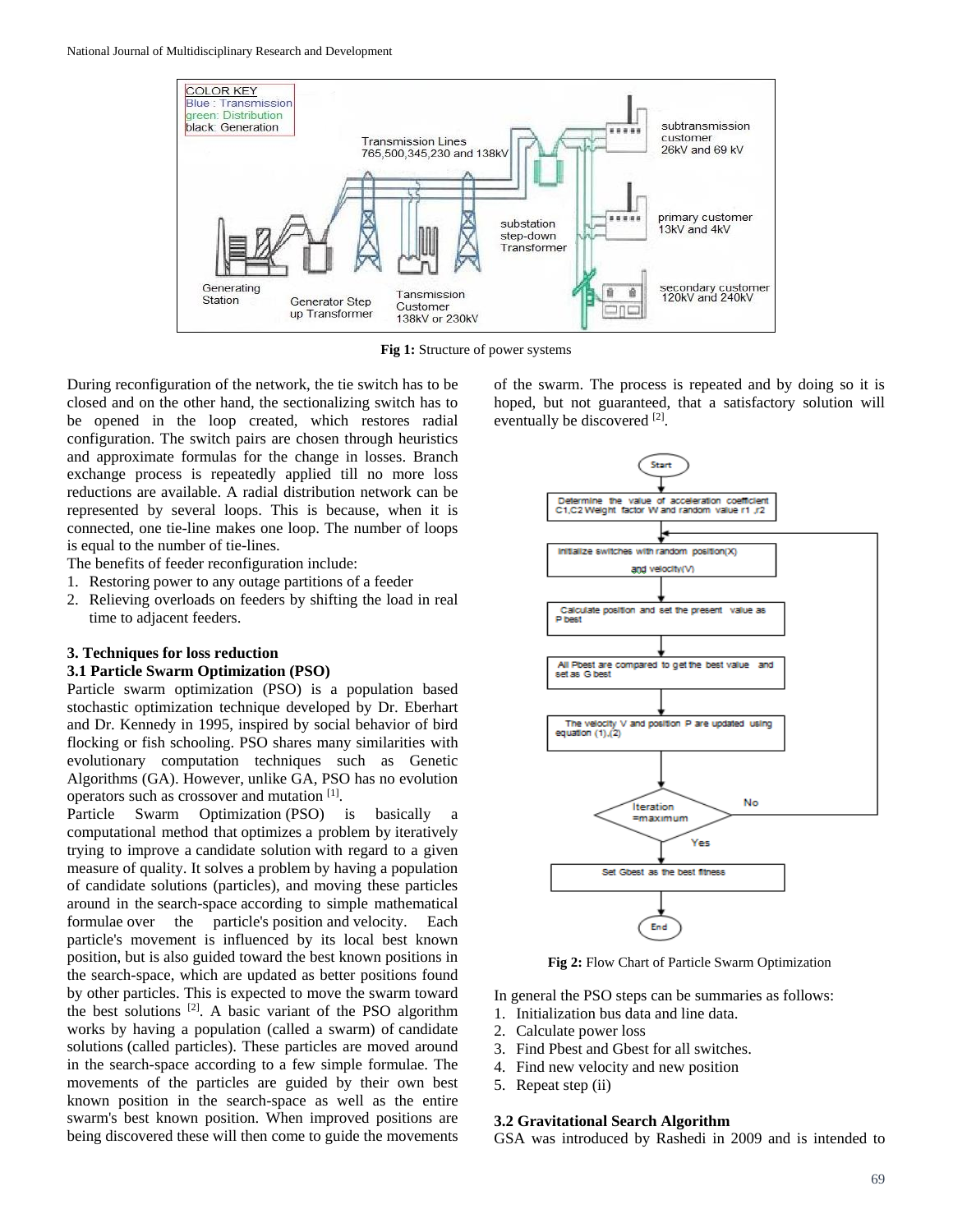COLOR KEY
Blue : Transmission
green: Distribution
black: Generation

Transmission Lines
765,500,345,230 and 138kV

subtransmission customer
26kV and 69 kV

primary customer
13kV and 4kV

substation step-down Transformer

secondary customer
120kV and 240kV

Generating Station

Generator Step up Transformer

Tansmission Customer
138kV or 230kV

**Fig 1:** Structure of power systems

During reconfiguration of the network, the tie switch has to be closed and on the other hand, the sectionalizing switch has to be opened in the loop created, which restores radial configuration. The switch pairs are chosen through heuristics and approximate formulas for the change in losses. Branch exchange process is repeatedly applied till no more loss reductions are available. A radial distribution network can be represented by several loops. This is because, when it is connected, one tie-line makes one loop. The number of loops is equal to the number of tie-lines.

The benefits of feeder reconfiguration include:

1. Restoring power to any outage partitions of a feeder
2. Relieving overloads on feeders by shifting the load in real time to adjacent feeders.

## 3. Techniques for loss reduction

### 3.1 Particle Swarm Optimization (PSO)

Particle swarm optimization (PSO) is a population based stochastic optimization technique developed by Dr. Eberhart and Dr. Kennedy in 1995, inspired by social behavior of bird flocking or fish schooling. PSO shares many similarities with evolutionary computation techniques such as Genetic Algorithms (GA). However, unlike GA, PSO has no evolution operators such as crossover and mutation [1].

Particle Swarm Optimization (PSO) is basically a computational method that optimizes a problem by iteratively trying to improve a candidate solution with regard to a given measure of quality. It solves a problem by having a population of candidate solutions (particles), and moving these particles around in the search-space according to simple mathematical formulae over the particle's position and velocity. Each particle's movement is influenced by its local best known position, but is also guided toward the best known positions in the search-space, which are updated as better positions found by other particles. This is expected to move the swarm toward the best solutions [2]. A basic variant of the PSO algorithm works by having a population (called a swarm) of candidate solutions (called particles). These particles are moved around in the search-space according to a few simple formulae. The movements of the particles are guided by their own best known position in the search-space as well as the entire swarm's best known position. When improved positions are being discovered these will then come to guide the movements of the swarm. The process is repeated and by doing so it is hoped, but not guaranteed, that a satisfactory solution will eventually be discovered [2].

Start

Determine the value of acceleration coefficient C1,C2 Weight factor W and random value r1 ,r2

Initialize switches with random position(X) and velocity(V)

Calculate position and set the present value as P best

All Pbest are compared to get the best value and set as G best

The velocity V and position P are updated using equation (1),(2)

Iteration =maximum

No

Yes

Set Gbest as the best fitness

End

**Fig 2:** Flow Chart of Particle Swarm Optimization

In general the PSO steps can be summaries as follows:

1. Initialization bus data and line data.
2. Calculate power loss
3. Find Pbest and Gbest for all switches.
4. Find new velocity and new position
5. Repeat step (ii)

### 3.2 Gravitational Search Algorithm

GSA was introduced by Rashedi in 2009 and is intended to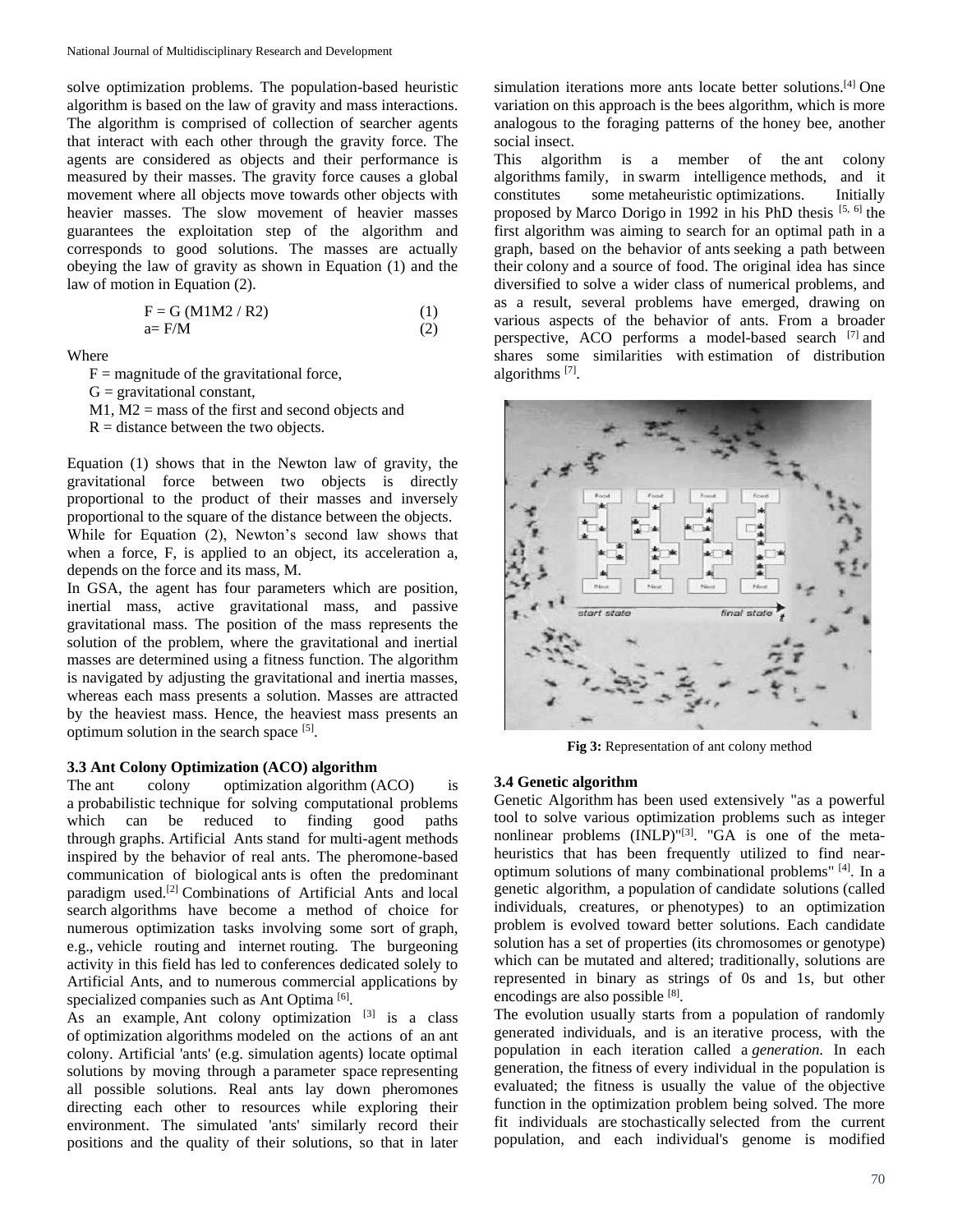solve optimization problems. The population-based heuristic algorithm is based on the law of gravity and mass interactions. The algorithm is comprised of collection of searcher agents that interact with each other through the gravity force. The agents are considered as objects and their performance is measured by their masses. The gravity force causes a global movement where all objects move towards other objects with heavier masses. The slow movement of heavier masses guarantees the exploitation step of the algorithm and corresponds to good solutions. The masses are actually obeying the law of gravity as shown in Equation (1) and the law of motion in Equation (2).

$$F = G\,(M1M2 / R2) \quad (1)$$

$$a = F/M \quad (2)$$

Where

F = magnitude of the gravitational force,
G = gravitational constant,
M1, M2 = mass of the first and second objects and
R = distance between the two objects.

Equation (1) shows that in the Newton law of gravity, the gravitational force between two objects is directly proportional to the product of their masses and inversely proportional to the square of the distance between the objects.
While for Equation (2), Newton's second law shows that when a force, F, is applied to an object, its acceleration a, depends on the force and its mass, M.
In GSA, the agent has four parameters which are position, inertial mass, active gravitational mass, and passive gravitational mass. The position of the mass represents the solution of the problem, where the gravitational and inertial masses are determined using a fitness function. The algorithm is navigated by adjusting the gravitational and inertia masses, whereas each mass presents a solution. Masses are attracted by the heaviest mass. Hence, the heaviest mass presents an optimum solution in the search space [5].

### 3.3 Ant Colony Optimization (ACO) algorithm

The ant colony optimization algorithm (ACO) is a probabilistic technique for solving computational problems which can be reduced to finding good paths through graphs. Artificial Ants stand for multi-agent methods inspired by the behavior of real ants. The pheromone-based communication of biological ants is often the predominant paradigm used.[2] Combinations of Artificial Ants and local search algorithms have become a method of choice for numerous optimization tasks involving some sort of graph, e.g., vehicle routing and internet routing. The burgeoning activity in this field has led to conferences dedicated solely to Artificial Ants, and to numerous commercial applications by specialized companies such as Ant Optima [6].
As an example, Ant colony optimization [3] is a class of optimization algorithms modeled on the actions of an ant colony. Artificial 'ants' (e.g. simulation agents) locate optimal solutions by moving through a parameter space representing all possible solutions. Real ants lay down pheromones directing each other to resources while exploring their environment. The simulated 'ants' similarly record their positions and the quality of their solutions, so that in later simulation iterations more ants locate better solutions.[4] One variation on this approach is the bees algorithm, which is more analogous to the foraging patterns of the honey bee, another social insect.
This algorithm is a member of the ant colony algorithms family, in swarm intelligence methods, and it constitutes some metaheuristic optimizations. Initially proposed by Marco Dorigo in 1992 in his PhD thesis [5, 6] the first algorithm was aiming to search for an optimal path in a graph, based on the behavior of ants seeking a path between their colony and a source of food. The original idea has since diversified to solve a wider class of numerical problems, and as a result, several problems have emerged, drawing on various aspects of the behavior of ants. From a broader perspective, ACO performs a model-based search [7] and shares some similarities with estimation of distribution algorithms [7].

**Fig 3:** Representation of ant colony method

### 3.4 Genetic algorithm

Genetic Algorithm has been used extensively "as a powerful tool to solve various optimization problems such as integer nonlinear problems (INLP)"[3]. "GA is one of the meta-heuristics that has been frequently utilized to find near-optimum solutions of many combinational problems" [4]. In a genetic algorithm, a population of candidate solutions (called individuals, creatures, or phenotypes) to an optimization problem is evolved toward better solutions. Each candidate solution has a set of properties (its chromosomes or genotype) which can be mutated and altered; traditionally, solutions are represented in binary as strings of 0s and 1s, but other encodings are also possible [8].
The evolution usually starts from a population of randomly generated individuals, and is an iterative process, with the population in each iteration called a *generation.* In each generation, the fitness of every individual in the population is evaluated; the fitness is usually the value of the objective function in the optimization problem being solved. The more fit individuals are stochastically selected from the current population, and each individual's genome is modified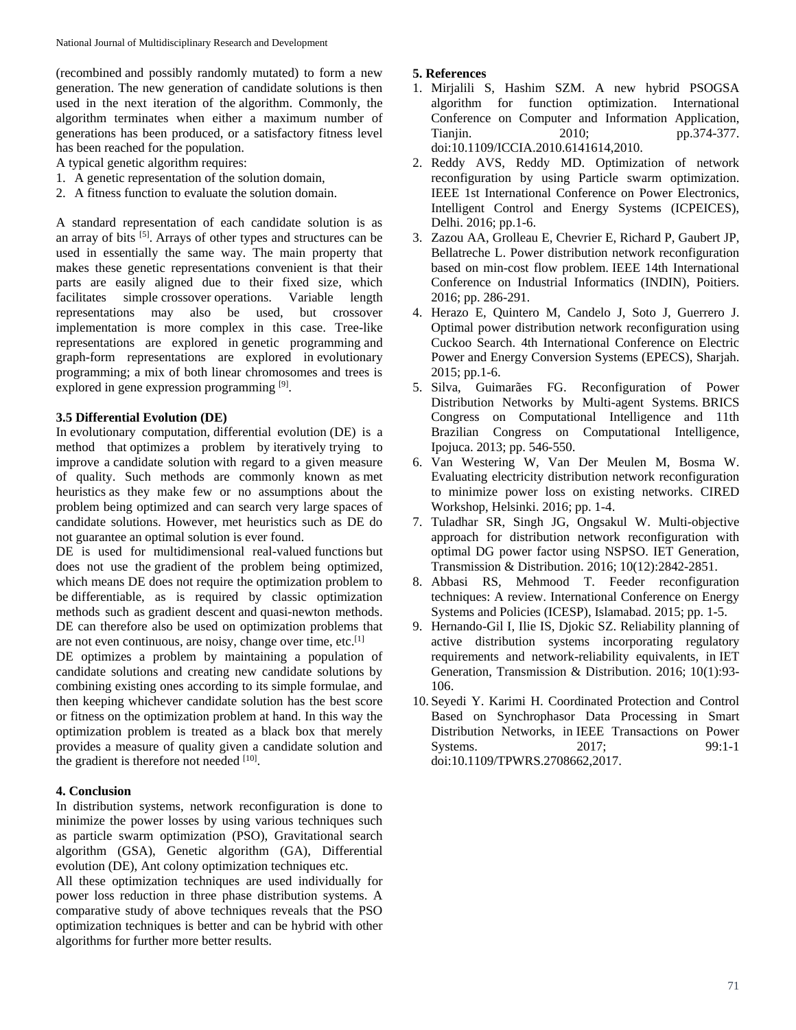(recombined and possibly randomly mutated) to form a new generation. The new generation of candidate solutions is then used in the next iteration of the algorithm. Commonly, the algorithm terminates when either a maximum number of generations has been produced, or a satisfactory fitness level has been reached for the population.

A typical genetic algorithm requires:

1. A genetic representation of the solution domain,
2. A fitness function to evaluate the solution domain.

A standard representation of each candidate solution is as an array of bits [5]. Arrays of other types and structures can be used in essentially the same way. The main property that makes these genetic representations convenient is that their parts are easily aligned due to their fixed size, which facilitates simple crossover operations. Variable length representations may also be used, but crossover implementation is more complex in this case. Tree-like representations are explored in genetic programming and graph-form representations are explored in evolutionary programming; a mix of both linear chromosomes and trees is explored in gene expression programming [9].

### 3.5 Differential Evolution (DE)

In evolutionary computation, differential evolution (DE) is a method that optimizes a problem by iteratively trying to improve a candidate solution with regard to a given measure of quality. Such methods are commonly known as met heuristics as they make few or no assumptions about the problem being optimized and can search very large spaces of candidate solutions. However, met heuristics such as DE do not guarantee an optimal solution is ever found.

DE is used for multidimensional real-valued functions but does not use the gradient of the problem being optimized, which means DE does not require the optimization problem to be differentiable, as is required by classic optimization methods such as gradient descent and quasi-newton methods. DE can therefore also be used on optimization problems that are not even continuous, are noisy, change over time, etc.[1]

DE optimizes a problem by maintaining a population of candidate solutions and creating new candidate solutions by combining existing ones according to its simple formulae, and then keeping whichever candidate solution has the best score or fitness on the optimization problem at hand. In this way the optimization problem is treated as a black box that merely provides a measure of quality given a candidate solution and the gradient is therefore not needed [10].

## 4. Conclusion

In distribution systems, network reconfiguration is done to minimize the power losses by using various techniques such as particle swarm optimization (PSO), Gravitational search algorithm (GSA), Genetic algorithm (GA), Differential evolution (DE), Ant colony optimization techniques etc.

All these optimization techniques are used individually for power loss reduction in three phase distribution systems. A comparative study of above techniques reveals that the PSO optimization techniques is better and can be hybrid with other algorithms for further more better results.

## 5. References

1. Mirjalili S, Hashim SZM. A new hybrid PSOGSA algorithm for function optimization. International Conference on Computer and Information Application, Tianjin. 2010; pp.374-377. doi:10.1109/ICCIA.2010.6141614,2010.
2. Reddy AVS, Reddy MD. Optimization of network reconfiguration by using Particle swarm optimization. IEEE 1st International Conference on Power Electronics, Intelligent Control and Energy Systems (ICPEICES), Delhi. 2016; pp.1-6.
3. Zazou AA, Grolleau E, Chevrier E, Richard P, Gaubert JP, Bellatreche L. Power distribution network reconfiguration based on min-cost flow problem. IEEE 14th International Conference on Industrial Informatics (INDIN), Poitiers. 2016; pp. 286-291.
4. Herazo E, Quintero M, Candelo J, Soto J, Guerrero J. Optimal power distribution network reconfiguration using Cuckoo Search. 4th International Conference on Electric Power and Energy Conversion Systems (EPECS), Sharjah. 2015; pp.1-6.
5. Silva, Guimarães FG. Reconfiguration of Power Distribution Networks by Multi-agent Systems. BRICS Congress on Computational Intelligence and 11th Brazilian Congress on Computational Intelligence, Ipojuca. 2013; pp. 546-550.
6. Van Westering W, Van Der Meulen M, Bosma W. Evaluating electricity distribution network reconfiguration to minimize power loss on existing networks. CIRED Workshop, Helsinki. 2016; pp. 1-4.
7. Tuladhar SR, Singh JG, Ongsakul W. Multi-objective approach for distribution network reconfiguration with optimal DG power factor using NSPSO. IET Generation, Transmission & Distribution. 2016; 10(12):2842-2851.
8. Abbasi RS, Mehmood T. Feeder reconfiguration techniques: A review. International Conference on Energy Systems and Policies (ICESP), Islamabad. 2015; pp. 1-5.
9. Hernando-Gil I, Ilie IS, Djokic SZ. Reliability planning of active distribution systems incorporating regulatory requirements and network-reliability equivalents, in IET Generation, Transmission & Distribution. 2016; 10(1):93-106.
10. Seyedi Y. Karimi H. Coordinated Protection and Control Based on Synchrophasor Data Processing in Smart Distribution Networks, in IEEE Transactions on Power Systems. 2017; 99:1-1 doi:10.1109/TPWRS.2708662,2017.